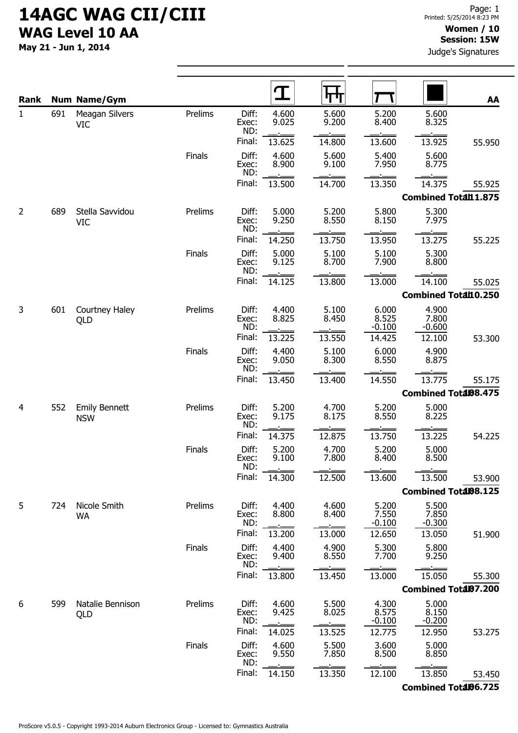# 14AGC WAG CII/CIII

## WAG Level 10 AA

**May 21 - Jun 1, 2014**

**Women / 10**
**Session: 15W**
Judge's Signatures

| Rank | Num | Name/Gym | | | Vault | Bars | Beam | Floor | AA |
|---|---|---|---|---|---|---|---|---|---|
| 1 | 691 | Meagan Silvers VIC | Prelims | Diff: | 4.600 | 5.600 | 5.200 | 5.600 | |
| | | | | Exec: | 9.025 | 9.200 | 8.400 | 8.325 | |
| | | | | ND: | __.___ | __.___ | __.___ | __.___ | |
| | | | | Final: | 13.625 | 14.800 | 13.600 | 13.925 | 55.950 |
| | | | Finals | Diff: | 4.600 | 5.600 | 5.400 | 5.600 | |
| | | | | Exec: | 8.900 | 9.100 | 7.950 | 8.775 | |
| | | | | ND: | __.___ | __.___ | __.___ | __.___ | |
| | | | | Final: | 13.500 | 14.700 | 13.350 | 14.375 | 55.925 |
| | | | | | | | | Combined Total | 111.875 |
| 2 | 689 | Stella Savvidou VIC | Prelims | Diff: | 5.000 | 5.200 | 5.800 | 5.300 | |
| | | | | Exec: | 9.250 | 8.550 | 8.150 | 7.975 | |
| | | | | ND: | __.___ | __.___ | __.___ | __.___ | |
| | | | | Final: | 14.250 | 13.750 | 13.950 | 13.275 | 55.225 |
| | | | Finals | Diff: | 5.000 | 5.100 | 5.100 | 5.300 | |
| | | | | Exec: | 9.125 | 8.700 | 7.900 | 8.800 | |
| | | | | ND: | __.___ | __.___ | __.___ | __.___ | |
| | | | | Final: | 14.125 | 13.800 | 13.000 | 14.100 | 55.025 |
| | | | | | | | | Combined Total | 110.250 |
| 3 | 601 | Courtney Haley QLD | Prelims | Diff: | 4.400 | 5.100 | 6.000 | 4.900 | |
| | | | | Exec: | 8.825 | 8.450 | 8.525 | 7.800 | |
| | | | | ND: | __.___ | __.___ | -0.100 | -0.600 | |
| | | | | Final: | 13.225 | 13.550 | 14.425 | 12.100 | 53.300 |
| | | | Finals | Diff: | 4.400 | 5.100 | 6.000 | 4.900 | |
| | | | | Exec: | 9.050 | 8.300 | 8.550 | 8.875 | |
| | | | | ND: | __.___ | __.___ | __.___ | __.___ | |
| | | | | Final: | 13.450 | 13.400 | 14.550 | 13.775 | 55.175 |
| | | | | | | | | Combined Total | 108.475 |
| 4 | 552 | Emily Bennett NSW | Prelims | Diff: | 5.200 | 4.700 | 5.200 | 5.000 | |
| | | | | Exec: | 9.175 | 8.175 | 8.550 | 8.225 | |
| | | | | ND: | __.___ | __.___ | __.___ | __.___ | |
| | | | | Final: | 14.375 | 12.875 | 13.750 | 13.225 | 54.225 |
| | | | Finals | Diff: | 5.200 | 4.700 | 5.200 | 5.000 | |
| | | | | Exec: | 9.100 | 7.800 | 8.400 | 8.500 | |
| | | | | ND: | __.___ | __.___ | __.___ | __.___ | |
| | | | | Final: | 14.300 | 12.500 | 13.600 | 13.500 | 53.900 |
| | | | | | | | | Combined Total | 108.125 |
| 5 | 724 | Nicole Smith WA | Prelims | Diff: | 4.400 | 4.600 | 5.200 | 5.500 | |
| | | | | Exec: | 8.800 | 8.400 | 7.550 | 7.850 | |
| | | | | ND: | __.___ | __.___ | -0.100 | -0.300 | |
| | | | | Final: | 13.200 | 13.000 | 12.650 | 13.050 | 51.900 |
| | | | Finals | Diff: | 4.400 | 4.900 | 5.300 | 5.800 | |
| | | | | Exec: | 9.400 | 8.550 | 7.700 | 9.250 | |
| | | | | ND: | __.___ | __.___ | __.___ | __.___ | |
| | | | | Final: | 13.800 | 13.450 | 13.000 | 15.050 | 55.300 |
| | | | | | | | | Combined Total | 107.200 |
| 6 | 599 | Natalie Bennison QLD | Prelims | Diff: | 4.600 | 5.500 | 4.300 | 5.000 | |
| | | | | Exec: | 9.425 | 8.025 | 8.575 | 8.150 | |
| | | | | ND: | __.___ | __.___ | -0.100 | -0.200 | |
| | | | | Final: | 14.025 | 13.525 | 12.775 | 12.950 | 53.275 |
| | | | Finals | Diff: | 4.600 | 5.500 | 3.600 | 5.000 | |
| | | | | Exec: | 9.550 | 7.850 | 8.500 | 8.850 | |
| | | | | ND: | __.___ | __.___ | __.___ | __.___ | |
| | | | | Final: | 14.150 | 13.350 | 12.100 | 13.850 | 53.450 |
| | | | | | | | | Combined Total | 106.725 |

ProScore v5.0.5 - Copyright 1993-2014 Auburn Electronics Group - Licensed to: Gymnastics Australia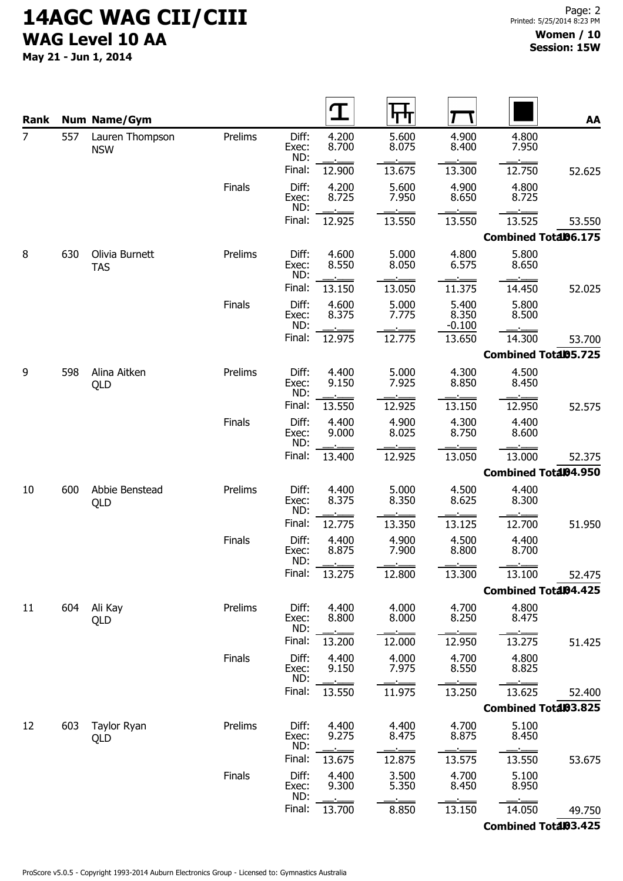# 14AGC WAG CII/CIII

## WAG Level 10 AA

**May 21 - Jun 1, 2014**

**Women / 10**
**Session: 15W**

| Rank | Num | Name/Gym | | | Vault | Bars | Beam | Floor | AA |
|---|---|---|---|---|---|---|---|---|---|
| 7 | 557 | Lauren Thompson NSW | Prelims | Diff: | 4.200 | 5.600 | 4.900 | 4.800 | |
| | | | | Exec: | 8.700 | 8.075 | 8.400 | 7.950 | |
| | | | | ND: | | | | | |
| | | | | Final: | 12.900 | 13.675 | 13.300 | 12.750 | 52.625 |
| | | | Finals | Diff: | 4.200 | 5.600 | 4.900 | 4.800 | |
| | | | | Exec: | 8.725 | 7.950 | 8.650 | 8.725 | |
| | | | | ND: | | | | | |
| | | | | Final: | 12.925 | 13.550 | 13.550 | 13.525 | 53.550 |
| | | | | | | | | Combined Total | 106.175 |
| 8 | 630 | Olivia Burnett TAS | Prelims | Diff: | 4.600 | 5.000 | 4.800 | 5.800 | |
| | | | | Exec: | 8.550 | 8.050 | 6.575 | 8.650 | |
| | | | | ND: | | | | | |
| | | | | Final: | 13.150 | 13.050 | 11.375 | 14.450 | 52.025 |
| | | | Finals | Diff: | 4.600 | 5.000 | 5.400 | 5.800 | |
| | | | | Exec: | 8.375 | 7.775 | 8.350 | 8.500 | |
| | | | | ND: | | | -0.100 | | |
| | | | | Final: | 12.975 | 12.775 | 13.650 | 14.300 | 53.700 |
| | | | | | | | | Combined Total | 105.725 |
| 9 | 598 | Alina Aitken QLD | Prelims | Diff: | 4.400 | 5.000 | 4.300 | 4.500 | |
| | | | | Exec: | 9.150 | 7.925 | 8.850 | 8.450 | |
| | | | | ND: | | | | | |
| | | | | Final: | 13.550 | 12.925 | 13.150 | 12.950 | 52.575 |
| | | | Finals | Diff: | 4.400 | 4.900 | 4.300 | 4.400 | |
| | | | | Exec: | 9.000 | 8.025 | 8.750 | 8.600 | |
| | | | | ND: | | | | | |
| | | | | Final: | 13.400 | 12.925 | 13.050 | 13.000 | 52.375 |
| | | | | | | | | Combined Total | 104.950 |
| 10 | 600 | Abbie Benstead QLD | Prelims | Diff: | 4.400 | 5.000 | 4.500 | 4.400 | |
| | | | | Exec: | 8.375 | 8.350 | 8.625 | 8.300 | |
| | | | | ND: | | | | | |
| | | | | Final: | 12.775 | 13.350 | 13.125 | 12.700 | 51.950 |
| | | | Finals | Diff: | 4.400 | 4.900 | 4.500 | 4.400 | |
| | | | | Exec: | 8.875 | 7.900 | 8.800 | 8.700 | |
| | | | | ND: | | | | | |
| | | | | Final: | 13.275 | 12.800 | 13.300 | 13.100 | 52.475 |
| | | | | | | | | Combined Total | 104.425 |
| 11 | 604 | Ali Kay QLD | Prelims | Diff: | 4.400 | 4.000 | 4.700 | 4.800 | |
| | | | | Exec: | 8.800 | 8.000 | 8.250 | 8.475 | |
| | | | | ND: | | | | | |
| | | | | Final: | 13.200 | 12.000 | 12.950 | 13.275 | 51.425 |
| | | | Finals | Diff: | 4.400 | 4.000 | 4.700 | 4.800 | |
| | | | | Exec: | 9.150 | 7.975 | 8.550 | 8.825 | |
| | | | | ND: | | | | | |
| | | | | Final: | 13.550 | 11.975 | 13.250 | 13.625 | 52.400 |
| | | | | | | | | Combined Total | 103.825 |
| 12 | 603 | Taylor Ryan QLD | Prelims | Diff: | 4.400 | 4.400 | 4.700 | 5.100 | |
| | | | | Exec: | 9.275 | 8.475 | 8.875 | 8.450 | |
| | | | | ND: | | | | | |
| | | | | Final: | 13.675 | 12.875 | 13.575 | 13.550 | 53.675 |
| | | | Finals | Diff: | 4.400 | 3.500 | 4.700 | 5.100 | |
| | | | | Exec: | 9.300 | 5.350 | 8.450 | 8.950 | |
| | | | | ND: | | | | | |
| | | | | Final: | 13.700 | 8.850 | 13.150 | 14.050 | 49.750 |
| | | | | | | | | Combined Total | 103.425 |

ProScore v5.0.5 - Copyright 1993-2014 Auburn Electronics Group - Licensed to: Gymnastics Australia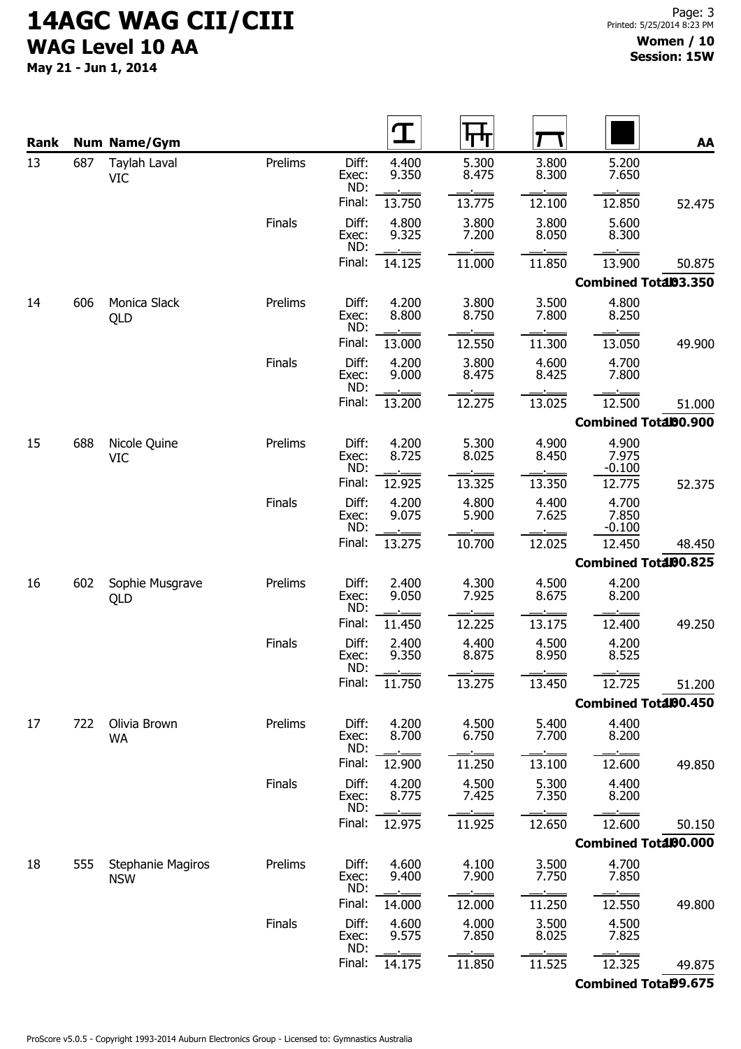# 14AGC WAG CII/CIII

## WAG Level 10 AA

**May 21 - Jun 1, 2014**

**Women / 10**
**Session: 15W**

| Rank | Num | Name/Gym | | | Vault | Bars | Beam | Floor | AA |
|---|---|---|---|---|---|---|---|---|---|
| 13 | 687 | Taylah Laval VIC | Prelims | Diff: | 4.400 | 5.300 | 3.800 | 5.200 | |
| | | | | Exec: | 9.350 | 8.475 | 8.300 | 7.650 | |
| | | | | ND: | | | | | |
| | | | | Final: | 13.750 | 13.775 | 12.100 | 12.850 | 52.475 |
| | | | Finals | Diff: | 4.800 | 3.800 | 3.800 | 5.600 | |
| | | | | Exec: | 9.325 | 7.200 | 8.050 | 8.300 | |
| | | | | ND: | | | | | |
| | | | | Final: | 14.125 | 11.000 | 11.850 | 13.900 | 50.875 |
| | | | | | | | | Combined Total | 103.350 |
| 14 | 606 | Monica Slack QLD | Prelims | Diff: | 4.200 | 3.800 | 3.500 | 4.800 | |
| | | | | Exec: | 8.800 | 8.750 | 7.800 | 8.250 | |
| | | | | ND: | | | | | |
| | | | | Final: | 13.000 | 12.550 | 11.300 | 13.050 | 49.900 |
| | | | Finals | Diff: | 4.200 | 3.800 | 4.600 | 4.700 | |
| | | | | Exec: | 9.000 | 8.475 | 8.425 | 7.800 | |
| | | | | ND: | | | | | |
| | | | | Final: | 13.200 | 12.275 | 13.025 | 12.500 | 51.000 |
| | | | | | | | | Combined Total | 100.900 |
| 15 | 688 | Nicole Quine VIC | Prelims | Diff: | 4.200 | 5.300 | 4.900 | 4.900 | |
| | | | | Exec: | 8.725 | 8.025 | 8.450 | 7.975 | |
| | | | | ND: | | | | -0.100 | |
| | | | | Final: | 12.925 | 13.325 | 13.350 | 12.775 | 52.375 |
| | | | Finals | Diff: | 4.200 | 4.800 | 4.400 | 4.700 | |
| | | | | Exec: | 9.075 | 5.900 | 7.625 | 7.850 | |
| | | | | ND: | | | | -0.100 | |
| | | | | Final: | 13.275 | 10.700 | 12.025 | 12.450 | 48.450 |
| | | | | | | | | Combined Total | 100.825 |
| 16 | 602 | Sophie Musgrave QLD | Prelims | Diff: | 2.400 | 4.300 | 4.500 | 4.200 | |
| | | | | Exec: | 9.050 | 7.925 | 8.675 | 8.200 | |
| | | | | ND: | | | | | |
| | | | | Final: | 11.450 | 12.225 | 13.175 | 12.400 | 49.250 |
| | | | Finals | Diff: | 2.400 | 4.400 | 4.500 | 4.200 | |
| | | | | Exec: | 9.350 | 8.875 | 8.950 | 8.525 | |
| | | | | ND: | | | | | |
| | | | | Final: | 11.750 | 13.275 | 13.450 | 12.725 | 51.200 |
| | | | | | | | | Combined Total | 100.450 |
| 17 | 722 | Olivia Brown WA | Prelims | Diff: | 4.200 | 4.500 | 5.400 | 4.400 | |
| | | | | Exec: | 8.700 | 6.750 | 7.700 | 8.200 | |
| | | | | ND: | | | | | |
| | | | | Final: | 12.900 | 11.250 | 13.100 | 12.600 | 49.850 |
| | | | Finals | Diff: | 4.200 | 4.500 | 5.300 | 4.400 | |
| | | | | Exec: | 8.775 | 7.425 | 7.350 | 8.200 | |
| | | | | ND: | | | | | |
| | | | | Final: | 12.975 | 11.925 | 12.650 | 12.600 | 50.150 |
| | | | | | | | | Combined Total | 100.000 |
| 18 | 555 | Stephanie Magiros NSW | Prelims | Diff: | 4.600 | 4.100 | 3.500 | 4.700 | |
| | | | | Exec: | 9.400 | 7.900 | 7.750 | 7.850 | |
| | | | | ND: | | | | | |
| | | | | Final: | 14.000 | 12.000 | 11.250 | 12.550 | 49.800 |
| | | | Finals | Diff: | 4.600 | 4.000 | 3.500 | 4.500 | |
| | | | | Exec: | 9.575 | 7.850 | 8.025 | 7.825 | |
| | | | | ND: | | | | | |
| | | | | Final: | 14.175 | 11.850 | 11.525 | 12.325 | 49.875 |
| | | | | | | | | Combined Total | 99.675 |

ProScore v5.0.5 - Copyright 1993-2014 Auburn Electronics Group - Licensed to: Gymnastics Australia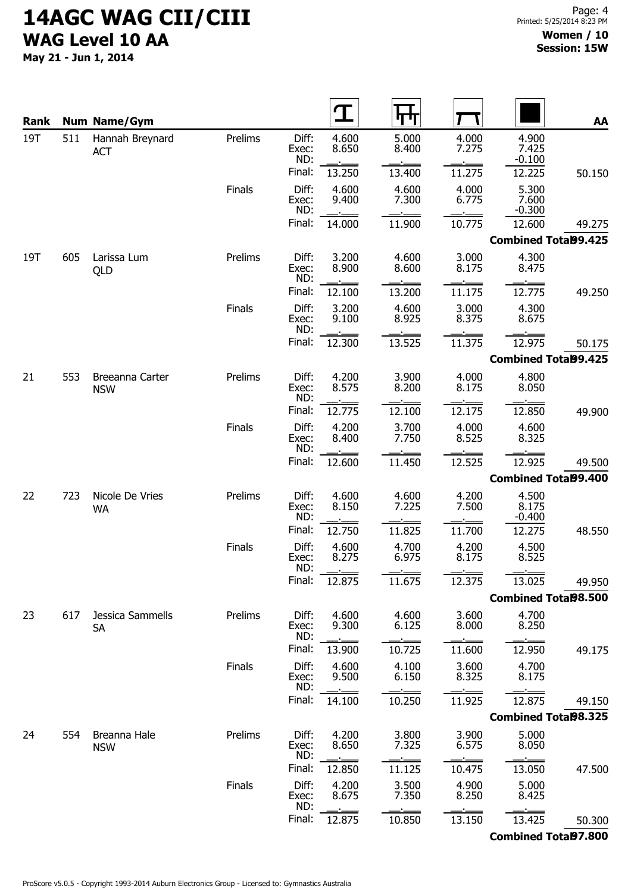# 14AGC WAG CII/CIII

## WAG Level 10 AA

**May 21 - Jun 1, 2014**

**Women / 10**
**Session: 15W**

| Rank | Num | Name/Gym | | | Vault | Bars | Beam | Floor | AA |
|---|---|---|---|---|---|---|---|---|---|
| 19T | 511 | Hannah Breynard ACT | Prelims | Diff: | 4.600 | 5.000 | 4.000 | 4.900 | |
| | | | | Exec: | 8.650 | 8.400 | 7.275 | 7.425 | |
| | | | | ND: | | | | -0.100 | |
| | | | | Final: | 13.250 | 13.400 | 11.275 | 12.225 | 50.150 |
| | | | Finals | Diff: | 4.600 | 4.600 | 4.000 | 5.300 | |
| | | | | Exec: | 9.400 | 7.300 | 6.775 | 7.600 | |
| | | | | ND: | | | | -0.300 | |
| | | | | Final: | 14.000 | 11.900 | 10.775 | 12.600 | 49.275 |
| | | | | | | | | Combined Total: | 99.425 |
| 19T | 605 | Larissa Lum QLD | Prelims | Diff: | 3.200 | 4.600 | 3.000 | 4.300 | |
| | | | | Exec: | 8.900 | 8.600 | 8.175 | 8.475 | |
| | | | | ND: | | | | | |
| | | | | Final: | 12.100 | 13.200 | 11.175 | 12.775 | 49.250 |
| | | | Finals | Diff: | 3.200 | 4.600 | 3.000 | 4.300 | |
| | | | | Exec: | 9.100 | 8.925 | 8.375 | 8.675 | |
| | | | | ND: | | | | | |
| | | | | Final: | 12.300 | 13.525 | 11.375 | 12.975 | 50.175 |
| | | | | | | | | Combined Total: | 99.425 |
| 21 | 553 | Breeanna Carter NSW | Prelims | Diff: | 4.200 | 3.900 | 4.000 | 4.800 | |
| | | | | Exec: | 8.575 | 8.200 | 8.175 | 8.050 | |
| | | | | ND: | | | | | |
| | | | | Final: | 12.775 | 12.100 | 12.175 | 12.850 | 49.900 |
| | | | Finals | Diff: | 4.200 | 3.700 | 4.000 | 4.600 | |
| | | | | Exec: | 8.400 | 7.750 | 8.525 | 8.325 | |
| | | | | ND: | | | | | |
| | | | | Final: | 12.600 | 11.450 | 12.525 | 12.925 | 49.500 |
| | | | | | | | | Combined Total: | 99.400 |
| 22 | 723 | Nicole De Vries WA | Prelims | Diff: | 4.600 | 4.600 | 4.200 | 4.500 | |
| | | | | Exec: | 8.150 | 7.225 | 7.500 | 8.175 | |
| | | | | ND: | | | | -0.400 | |
| | | | | Final: | 12.750 | 11.825 | 11.700 | 12.275 | 48.550 |
| | | | Finals | Diff: | 4.600 | 4.700 | 4.200 | 4.500 | |
| | | | | Exec: | 8.275 | 6.975 | 8.175 | 8.525 | |
| | | | | ND: | | | | | |
| | | | | Final: | 12.875 | 11.675 | 12.375 | 13.025 | 49.950 |
| | | | | | | | | Combined Total: | 98.500 |
| 23 | 617 | Jessica Sammells SA | Prelims | Diff: | 4.600 | 4.600 | 3.600 | 4.700 | |
| | | | | Exec: | 9.300 | 6.125 | 8.000 | 8.250 | |
| | | | | ND: | | | | | |
| | | | | Final: | 13.900 | 10.725 | 11.600 | 12.950 | 49.175 |
| | | | Finals | Diff: | 4.600 | 4.100 | 3.600 | 4.700 | |
| | | | | Exec: | 9.500 | 6.150 | 8.325 | 8.175 | |
| | | | | ND: | | | | | |
| | | | | Final: | 14.100 | 10.250 | 11.925 | 12.875 | 49.150 |
| | | | | | | | | Combined Total: | 98.325 |
| 24 | 554 | Breanna Hale NSW | Prelims | Diff: | 4.200 | 3.800 | 3.900 | 5.000 | |
| | | | | Exec: | 8.650 | 7.325 | 6.575 | 8.050 | |
| | | | | ND: | | | | | |
| | | | | Final: | 12.850 | 11.125 | 10.475 | 13.050 | 47.500 |
| | | | Finals | Diff: | 4.200 | 3.500 | 4.900 | 5.000 | |
| | | | | Exec: | 8.675 | 7.350 | 8.250 | 8.425 | |
| | | | | ND: | | | | | |
| | | | | Final: | 12.875 | 10.850 | 13.150 | 13.425 | 50.300 |
| | | | | | | | | Combined Total: | 97.800 |

ProScore v5.0.5 - Copyright 1993-2014 Auburn Electronics Group - Licensed to: Gymnastics Australia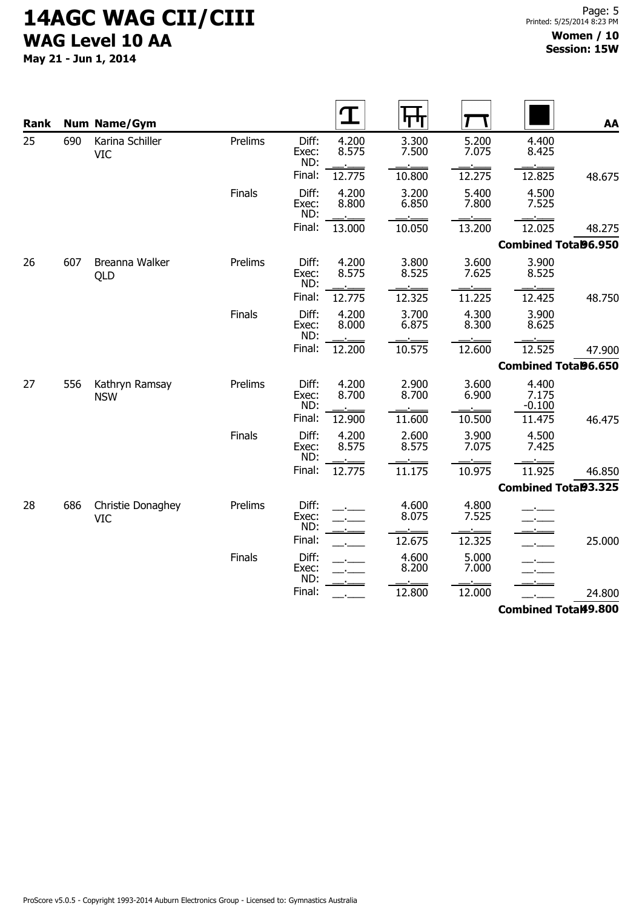# 14AGC WAG CII/CIII

## WAG Level 10 AA

**May 21 - Jun 1, 2014**

**Women / 10**
**Session: 15W**

| Rank | Num | Name/Gym | | | Vault | Bars | Beam | Floor | AA |
|---|---|---|---|---|---|---|---|---|---|
| 25 | 690 | Karina Schiller VIC | Prelims | Diff: | 4.200 | 3.300 | 5.200 | 4.400 | |
| | | | | Exec: | 8.575 | 7.500 | 7.075 | 8.425 | |
| | | | | ND: | __.___ | __.___ | __.___ | __.___ | |
| | | | | Final: | 12.775 | 10.800 | 12.275 | 12.825 | 48.675 |
| | | | Finals | Diff: | 4.200 | 3.200 | 5.400 | 4.500 | |
| | | | | Exec: | 8.800 | 6.850 | 7.800 | 7.525 | |
| | | | | ND: | __.___ | __.___ | __.___ | __.___ | |
| | | | | Final: | 13.000 | 10.050 | 13.200 | 12.025 | 48.275 |
| | | | | | | | | **Combined Total** | **96.950** |
| 26 | 607 | Breanna Walker QLD | Prelims | Diff: | 4.200 | 3.800 | 3.600 | 3.900 | |
| | | | | Exec: | 8.575 | 8.525 | 7.625 | 8.525 | |
| | | | | ND: | __.___ | __.___ | __.___ | __.___ | |
| | | | | Final: | 12.775 | 12.325 | 11.225 | 12.425 | 48.750 |
| | | | Finals | Diff: | 4.200 | 3.700 | 4.300 | 3.900 | |
| | | | | Exec: | 8.000 | 6.875 | 8.300 | 8.625 | |
| | | | | ND: | __.___ | __.___ | __.___ | __.___ | |
| | | | | Final: | 12.200 | 10.575 | 12.600 | 12.525 | 47.900 |
| | | | | | | | | **Combined Total** | **96.650** |
| 27 | 556 | Kathryn Ramsay NSW | Prelims | Diff: | 4.200 | 2.900 | 3.600 | 4.400 | |
| | | | | Exec: | 8.700 | 8.700 | 6.900 | 7.175 | |
| | | | | ND: | __.___ | __.___ | __.___ | -0.100 | |
| | | | | Final: | 12.900 | 11.600 | 10.500 | 11.475 | 46.475 |
| | | | Finals | Diff: | 4.200 | 2.600 | 3.900 | 4.500 | |
| | | | | Exec: | 8.575 | 8.575 | 7.075 | 7.425 | |
| | | | | ND: | __.___ | __.___ | __.___ | __.___ | |
| | | | | Final: | 12.775 | 11.175 | 10.975 | 11.925 | 46.850 |
| | | | | | | | | **Combined Total** | **93.325** |
| 28 | 686 | Christie Donaghey VIC | Prelims | Diff: | __.___ | 4.600 | 4.800 | __.___ | |
| | | | | Exec: | __.___ | 8.075 | 7.525 | __.___ | |
| | | | | ND: | __.___ | __.___ | __.___ | __.___ | |
| | | | | Final: | __.___ | 12.675 | 12.325 | __.___ | 25.000 |
| | | | Finals | Diff: | __.___ | 4.600 | 5.000 | __.___ | |
| | | | | Exec: | __.___ | 8.200 | 7.000 | __.___ | |
| | | | | ND: | __.___ | __.___ | __.___ | __.___ | |
| | | | | Final: | __.___ | 12.800 | 12.000 | __.___ | 24.800 |
| | | | | | | | | **Combined Total** | **49.800** |

ProScore v5.0.5 - Copyright 1993-2014 Auburn Electronics Group - Licensed to: Gymnastics Australia